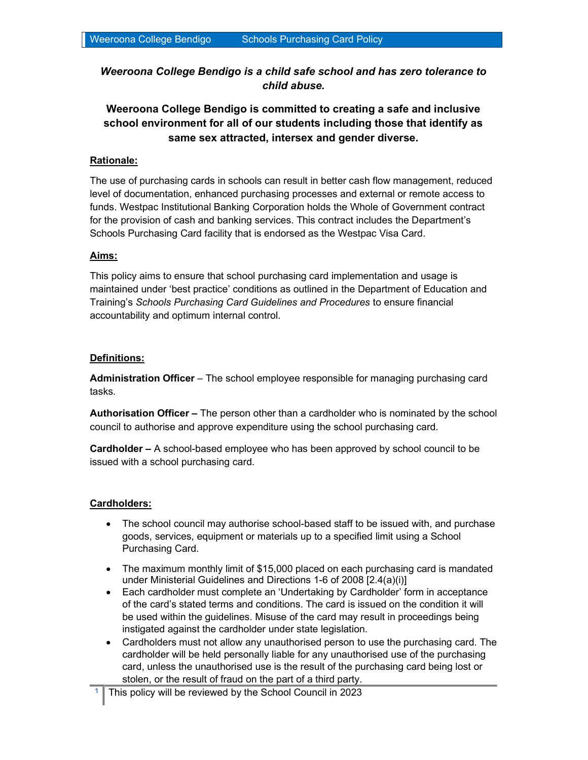***Weeroona College Bendigo is a child safe school and has zero tolerance to child abuse.***

**Weeroona College Bendigo is committed to creating a safe and inclusive school environment for all of our students including those that identify as same sex attracted, intersex and gender diverse.**

## Rationale:

The use of purchasing cards in schools can result in better cash flow management, reduced level of documentation, enhanced purchasing processes and external or remote access to funds. Westpac Institutional Banking Corporation holds the Whole of Government contract for the provision of cash and banking services. This contract includes the Department's Schools Purchasing Card facility that is endorsed as the Westpac Visa Card.

## Aims:

This policy aims to ensure that school purchasing card implementation and usage is maintained under 'best practice' conditions as outlined in the Department of Education and Training's *Schools Purchasing Card Guidelines and Procedures* to ensure financial accountability and optimum internal control.

## Definitions:

**Administration Officer** – The school employee responsible for managing purchasing card tasks.

**Authorisation Officer –** The person other than a cardholder who is nominated by the school council to authorise and approve expenditure using the school purchasing card.

**Cardholder –** A school-based employee who has been approved by school council to be issued with a school purchasing card.

## Cardholders:

- The school council may authorise school-based staff to be issued with, and purchase goods, services, equipment or materials up to a specified limit using a School Purchasing Card.
- The maximum monthly limit of $15,000 placed on each purchasing card is mandated under Ministerial Guidelines and Directions 1-6 of 2008 [2.4(a)(i)]
- Each cardholder must complete an 'Undertaking by Cardholder' form in acceptance of the card's stated terms and conditions. The card is issued on the condition it will be used within the guidelines. Misuse of the card may result in proceedings being instigated against the cardholder under state legislation.
- Cardholders must not allow any unauthorised person to use the purchasing card. The cardholder will be held personally liable for any unauthorised use of the purchasing card, unless the unauthorised use is the result of the purchasing card being lost or stolen, or the result of fraud on the part of a third party.

This policy will be reviewed by the School Council in 2023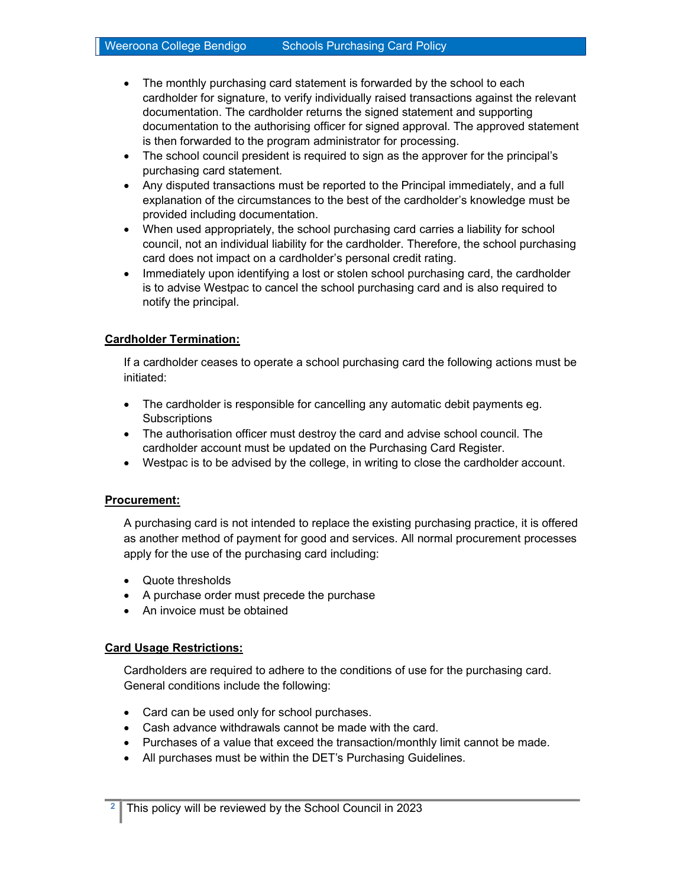- The monthly purchasing card statement is forwarded by the school to each cardholder for signature, to verify individually raised transactions against the relevant documentation. The cardholder returns the signed statement and supporting documentation to the authorising officer for signed approval. The approved statement is then forwarded to the program administrator for processing.
- The school council president is required to sign as the approver for the principal's purchasing card statement.
- Any disputed transactions must be reported to the Principal immediately, and a full explanation of the circumstances to the best of the cardholder's knowledge must be provided including documentation.
- When used appropriately, the school purchasing card carries a liability for school council, not an individual liability for the cardholder. Therefore, the school purchasing card does not impact on a cardholder's personal credit rating.
- Immediately upon identifying a lost or stolen school purchasing card, the cardholder is to advise Westpac to cancel the school purchasing card and is also required to notify the principal.

**<u>Cardholder Termination:</u>**

If a cardholder ceases to operate a school purchasing card the following actions must be initiated:

- The cardholder is responsible for cancelling any automatic debit payments eg. Subscriptions
- The authorisation officer must destroy the card and advise school council. The cardholder account must be updated on the Purchasing Card Register.
- Westpac is to be advised by the college, in writing to close the cardholder account.

**<u>Procurement:</u>**

A purchasing card is not intended to replace the existing purchasing practice, it is offered as another method of payment for good and services. All normal procurement processes apply for the use of the purchasing card including:

- Quote thresholds
- A purchase order must precede the purchase
- An invoice must be obtained

**<u>Card Usage Restrictions:</u>**

Cardholders are required to adhere to the conditions of use for the purchasing card. General conditions include the following:

- Card can be used only for school purchases.
- Cash advance withdrawals cannot be made with the card.
- Purchases of a value that exceed the transaction/monthly limit cannot be made.
- All purchases must be within the DET's Purchasing Guidelines.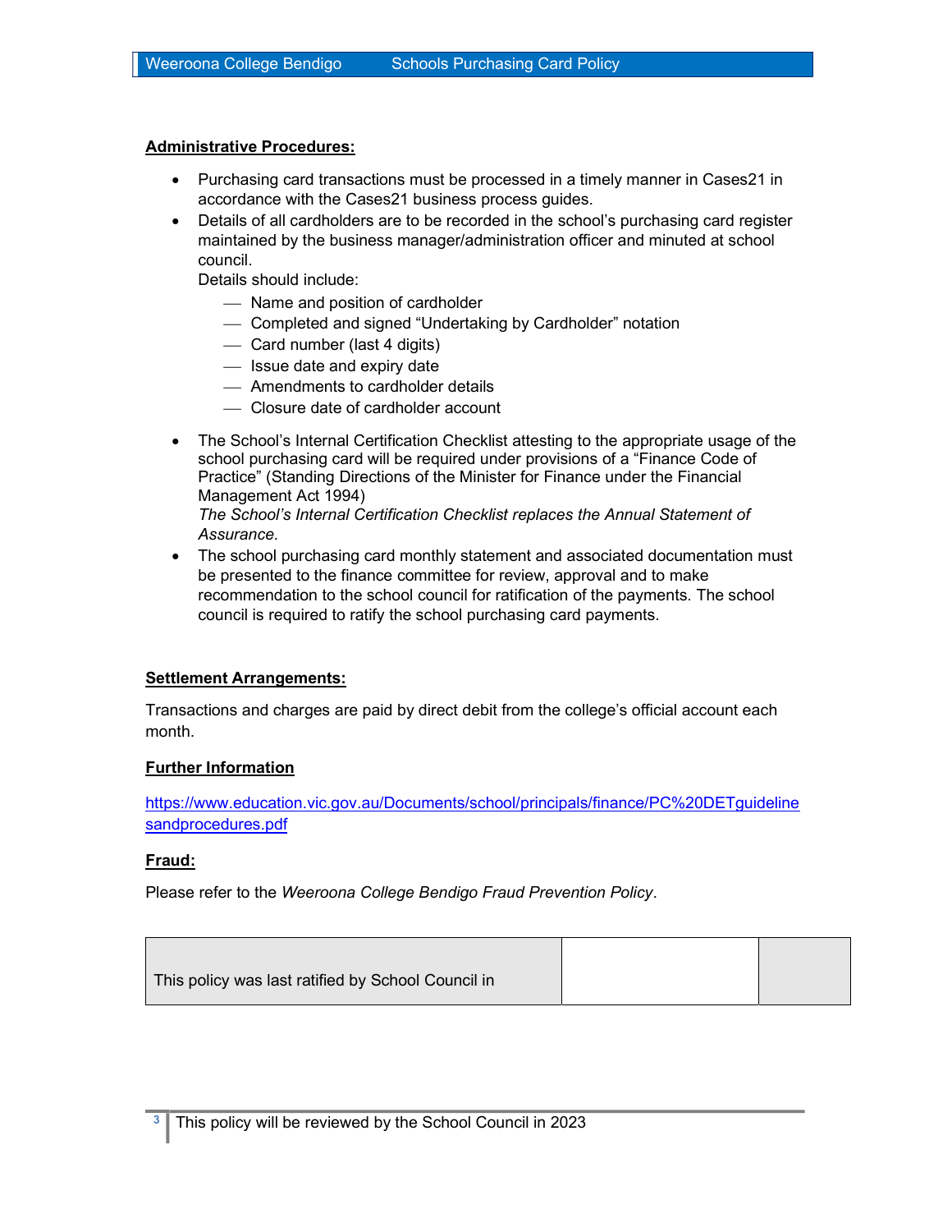**Administrative Procedures:**

- Purchasing card transactions must be processed in a timely manner in Cases21 in accordance with the Cases21 business process guides.
- Details of all cardholders are to be recorded in the school's purchasing card register maintained by the business manager/administration officer and minuted at school council.
  Details should include:
    - Name and position of cardholder
    - Completed and signed "Undertaking by Cardholder" notation
    - Card number (last 4 digits)
    - Issue date and expiry date
    - Amendments to cardholder details
    - Closure date of cardholder account

- The School's Internal Certification Checklist attesting to the appropriate usage of the school purchasing card will be required under provisions of a "Finance Code of Practice" (Standing Directions of the Minister for Finance under the Financial Management Act 1994)
  *The School's Internal Certification Checklist replaces the Annual Statement of Assurance.*
- The school purchasing card monthly statement and associated documentation must be presented to the finance committee for review, approval and to make recommendation to the school council for ratification of the payments. The school council is required to ratify the school purchasing card payments.

**Settlement Arrangements:**

Transactions and charges are paid by direct debit from the college's official account each month.

**Further Information**

https://www.education.vic.gov.au/Documents/school/principals/finance/PC%20DETguidelinesandprocedures.pdf

**Fraud:**

Please refer to the *Weeroona College Bendigo Fraud Prevention Policy*.

| | | |
|---|---|---|
| This policy was last ratified by School Council in | | |

This policy will be reviewed by the School Council in 2023